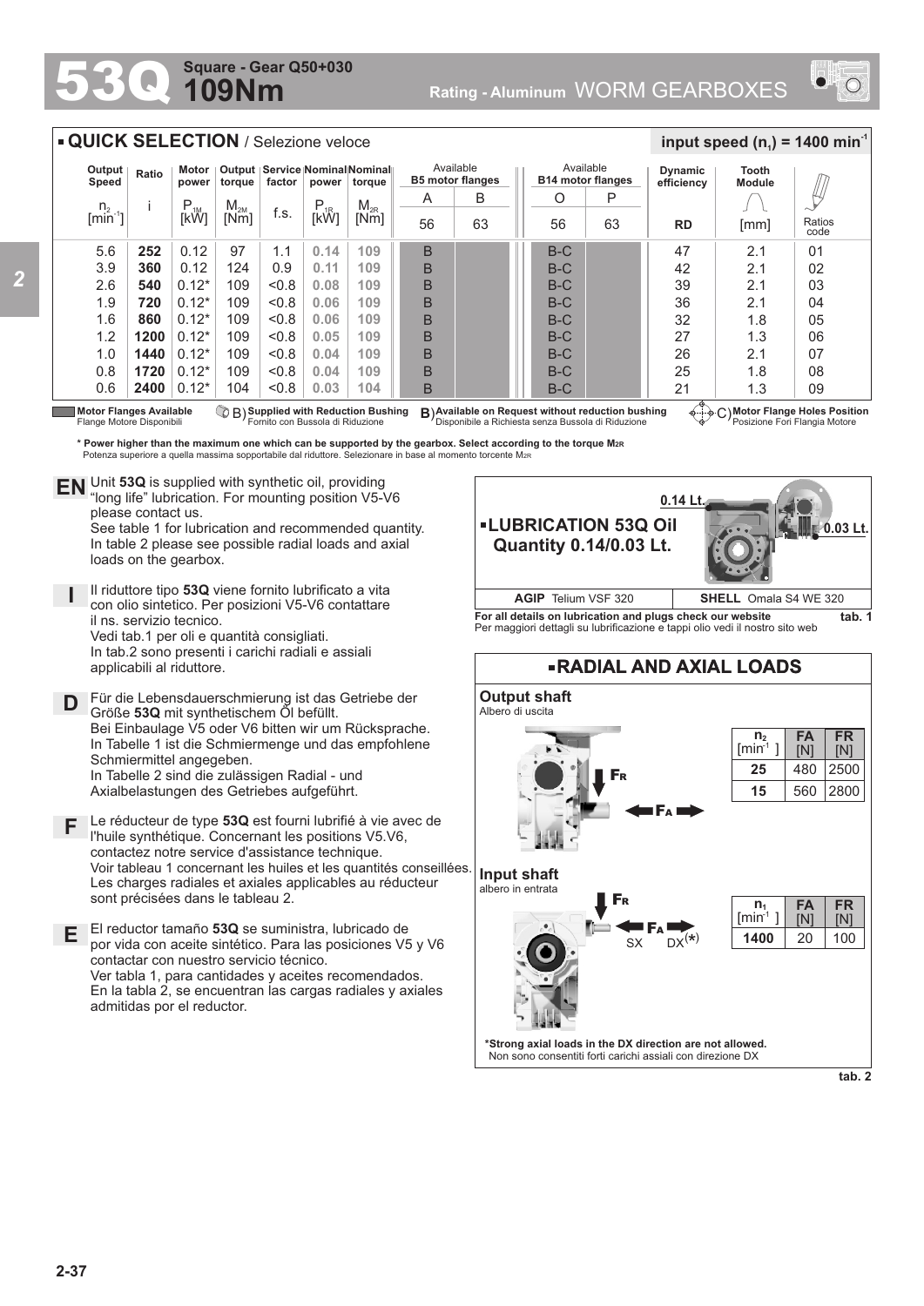# 53Q Square - Gear Q50+030 109Nm

Rating - Aluminum WORM GEARBOXES

## QUICK SELECTION / Selezione veloce

input speed ($n_1$) = 1400 min$^{-1}$

| Output Speed | Ratio | Motor power | Output torque | Service factor | Nominal power | Nominal torque | Available B5 motor flanges | | Available B14 motor flanges | | Dynamic efficiency | Tooth Module | |
|---|---|---|---|---|---|---|---|---|---|---|---|---|---|
| | | | | | | | A | B | O | P | | | |
| $n_2$ [min$^{-1}$] | i | $P_{1M}$ [kW] | $M_{2M}$ [Nm] | f.s. | $P_{1R}$ [kW] | $M_{2R}$ [Nm] | 56 | 63 | 56 | 63 | RD | [mm] | Ratios code |
| 5.6 | **252** | 0.12 | 97 | 1.1 | 0.14 | 109 | B | | B-C | | 47 | 2.1 | 01 |
| 3.9 | **360** | 0.12 | 124 | 0.9 | 0.11 | 109 | B | | B-C | | 42 | 2.1 | 02 |
| 2.6 | **540** | 0.12* | 109 | <0.8 | 0.08 | 109 | B | | B-C | | 39 | 2.1 | 03 |
| 1.9 | **720** | 0.12* | 109 | <0.8 | 0.06 | 109 | B | | B-C | | 36 | 2.1 | 04 |
| 1.6 | **860** | 0.12* | 109 | <0.8 | 0.06 | 109 | B | | B-C | | 32 | 1.8 | 05 |
| 1.2 | **1200** | 0.12* | 109 | <0.8 | 0.05 | 109 | B | | B-C | | 27 | 1.3 | 06 |
| 1.0 | **1440** | 0.12* | 109 | <0.8 | 0.04 | 109 | B | | B-C | | 26 | 2.1 | 07 |
| 0.8 | **1720** | 0.12* | 109 | <0.8 | 0.04 | 109 | B | | B-C | | 25 | 1.8 | 08 |
| 0.6 | **2400** | 0.12* | 104 | <0.8 | 0.03 | 104 | B | | B-C | | 21 | 1.3 | 09 |

**Motor Flanges Available** / Flange Motore Disponibili — B) **Supplied with Reduction Bushing** / Fornito con Bussola di Riduzione — B) **Available on Request without reduction bushing** / Disponibile a Richiesta senza Bussola di Riduzione — C) **Motor Flange Holes Position** / Posizione Fori Flangia Motore

\* **Power higher than the maximum one which can be supported by the gearbox. Select according to the torque $M_{2R}$**
Potenza superiore a quella massima sopportabile dal riduttore. Selezionare in base al momento torcente $M_{2R}$

**EN** Unit **53Q** is supplied with synthetic oil, providing "long life" lubrication. For mounting position V5-V6 please contact us.
See table 1 for lubrication and recommended quantity.
In table 2 please see possible radial loads and axial loads on the gearbox.

**I** Il riduttore tipo **53Q** viene fornito lubrificato a vita con olio sintetico. Per posizioni V5-V6 contattare il ns. servizio tecnico.
Vedi tab.1 per oli e quantità consigliati.
In tab.2 sono presenti i carichi radiali e assiali applicabili al riduttore.

**D** Für die Lebensdauerschmierung ist das Getriebe der Größe **53Q** mit synthetischem Öl befüllt.
Bei Einbaulage V5 oder V6 bitten wir um Rücksprache.
In Tabelle 1 ist die Schmiermenge und das empfohlene Schmiermittel angegeben.
In Tabelle 2 sind die zulässigen Radial - und Axialbelastungen des Getriebes aufgeführt.

**F** Le réducteur de type **53Q** est fourni lubrifié à vie avec de l'huile synthétique. Concernant les positions V5.V6, contactez notre service d'assistance technique.
Voir tableau 1 concernant les huiles et les quantités conseillées.
Les charges radiales et axiales applicables au réducteur sont précisées dans le tableau 2.

**E** El reductor tamaño **53Q** se suministra, lubricado de por vida con aceite sintético. Para las posiciones V5 y V6 contactar con nuestro servicio técnico.
Ver tabla 1, para cantidades y aceites recomendados.
En la tabla 2, se encuentran las cargas radiales y axiales admitidas por el reductor.

### LUBRICATION 53Q Oil Quantity 0.14/0.03 Lt.

0.14 Lt.
0.03 Lt.

| | |
|---|---|
| **AGIP** Telium VSF 320 | **SHELL** Omala S4 WE 320 |

**For all details on lubrication and plugs check our website**
Per maggiori dettagli su lubrificazione e tappi olio vedi il nostro sito web

tab. 1

### RADIAL AND AXIAL LOADS

**Output shaft**
Albero di uscita

$F_R$ $F_A$

| $n_2$ [min$^{-1}$] | FA [N] | FR [N] |
|---|---|---|
| **25** | 480 | 2500 |
| **15** | 560 | 2800 |

**Input shaft**
albero in entrata

$F_R$ $F_A$ SX DX(*)

| $n_1$ [min$^{-1}$] | FA [N] | FR [N] |
|---|---|---|
| **1400** | 20 | 100 |

**\*Strong axial loads in the DX direction are not allowed.**
Non sono consentiti forti carichi assiali con direzione DX

tab. 2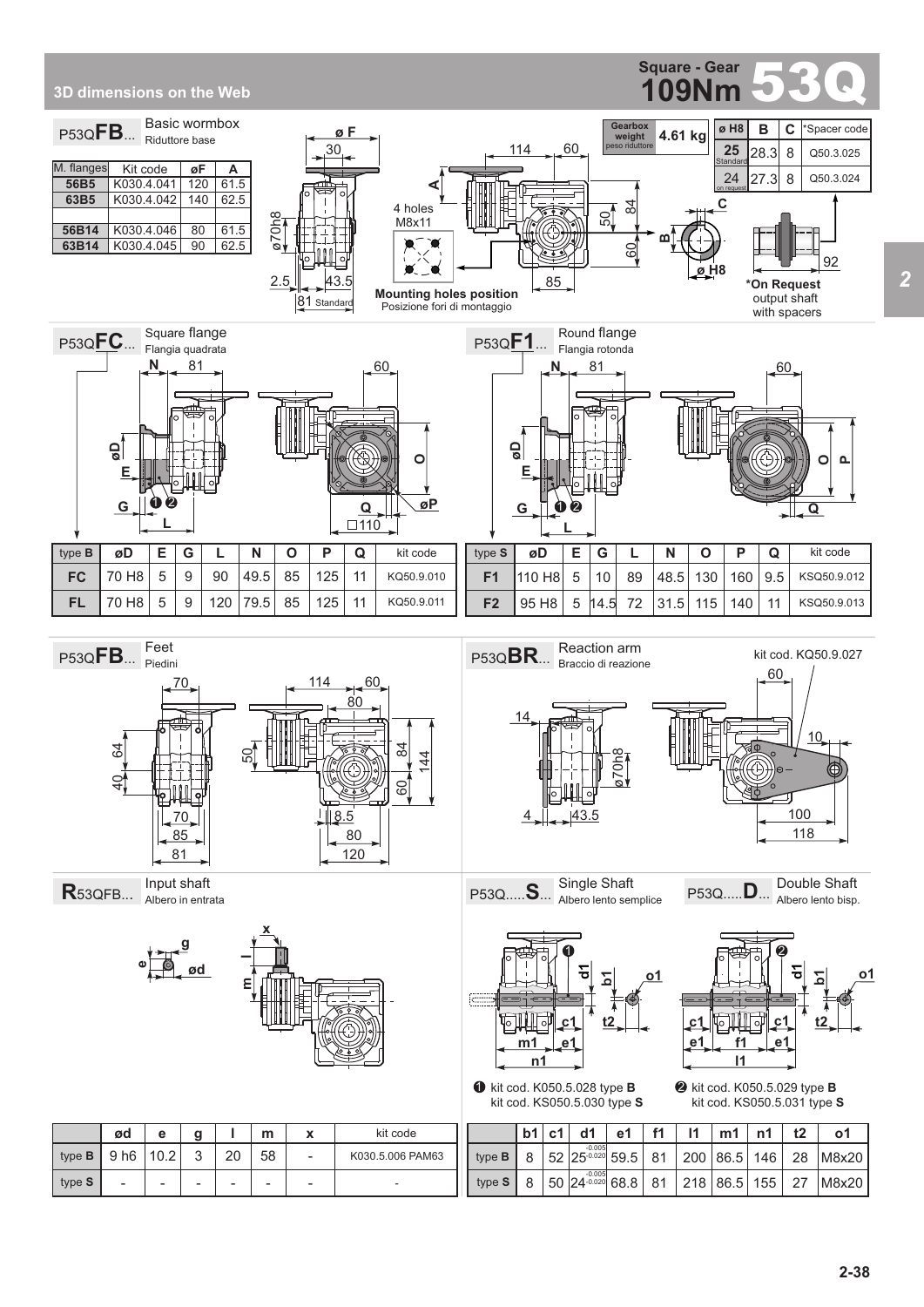# Square - Gear 109Nm 53Q

3D dimensions on the Web

## P53QFB... Basic wormbox
Riduttore base

| M. flanges | Kit code | øF | A |
|---|---|---|---|
| 56B5 | K030.4.041 | 120 | 61.5 |
| 63B5 | K030.4.042 | 140 | 62.5 |
| | | | |
| 56B14 | K030.4.046 | 80 | 61.5 |
| 63B14 | K030.4.045 | 90 | 62.5 |

ø F, 30, ø70h8, 2.5, 43.5, 81 Standard, A, 4 holes M8x11, 114, 60, 50, 84, 60, 85

Mounting holes position
Posizione fori di montaggio

Gearbox weight / peso riduttore: 4.61 kg

| ø H8 | B | C | *Spacer code |
|---|---|---|---|
| 25 Standard | 28.3 | 8 | Q50.3.025 |
| 24 on request | 27.3 | 8 | Q50.3.024 |

C, B, ø H8, 92

*On Request output shaft with spacers

## P53QFC... Square flange
Flangia quadrata

N, 81, 60, øD, E, G, L, O, Q, øP, □110

| type B | øD | E | G | L | N | O | P | Q | kit code |
|---|---|---|---|---|---|---|---|---|---|
| FC | 70 H8 | 5 | 9 | 90 | 49.5 | 85 | 125 | 11 | KQ50.9.010 |
| FL | 70 H8 | 5 | 9 | 120 | 79.5 | 85 | 125 | 11 | KQ50.9.011 |

## P53QF1... Round flange
Flangia rotonda

N, 81, 60, øD, E, G, L, O, P, Q

| type S | øD | E | G | L | N | O | P | Q | kit code |
|---|---|---|---|---|---|---|---|---|---|
| F1 | 110 H8 | 5 | 10 | 89 | 48.5 | 130 | 160 | 9.5 | KSQ50.9.012 |
| F2 | 95 H8 | 5 | 14.5 | 72 | 31.5 | 115 | 140 | 11 | KSQ50.9.013 |

## P53QFB... Feet
Piedini

70, 64, 40, 70, 85, 81, 114, 60, 80, 50, 84, 144, 60, 8.5, 80, 120

## P53QBR... Reaction arm
Braccio di reazione

kit cod. KQ50.9.027

14, ø70h8, 4, 43.5, 60, 10, 100, 118

## R53QFB... Input shaft
Albero in entrata

g, e, ød, x, l, m

| | ød | e | g | l | m | x | kit code |
|---|---|---|---|---|---|---|---|
| type B | 9 h6 | 10.2 | 3 | 20 | 58 | - | K030.5.006 PAM63 |
| type S | - | - | - | - | - | - | - |

## P53Q.....S... Single Shaft
Albero lento semplice

## P53Q.....D... Double Shaft
Albero lento bisp.

d1, b1, o1, c1, t2, m1, e1, n1, f1, l1

❶ kit cod. K050.5.028 type **B**
kit cod. KS050.5.030 type **S**

❷ kit cod. K050.5.029 type **B**
kit cod. KS050.5.031 type **S**

| | b1 | c1 | d1 | e1 | f1 | l1 | m1 | n1 | t2 | o1 |
|---|---|---|---|---|---|---|---|---|---|---|
| type B | 8 | 52 | $25^{-0.005}_{-0.020}$ | 59.5 | 81 | 200 | 86.5 | 146 | 28 | M8x20 |
| type S | 8 | 50 | $24^{-0.005}_{-0.020}$ | 68.8 | 81 | 218 | 86.5 | 155 | 27 | M8x20 |